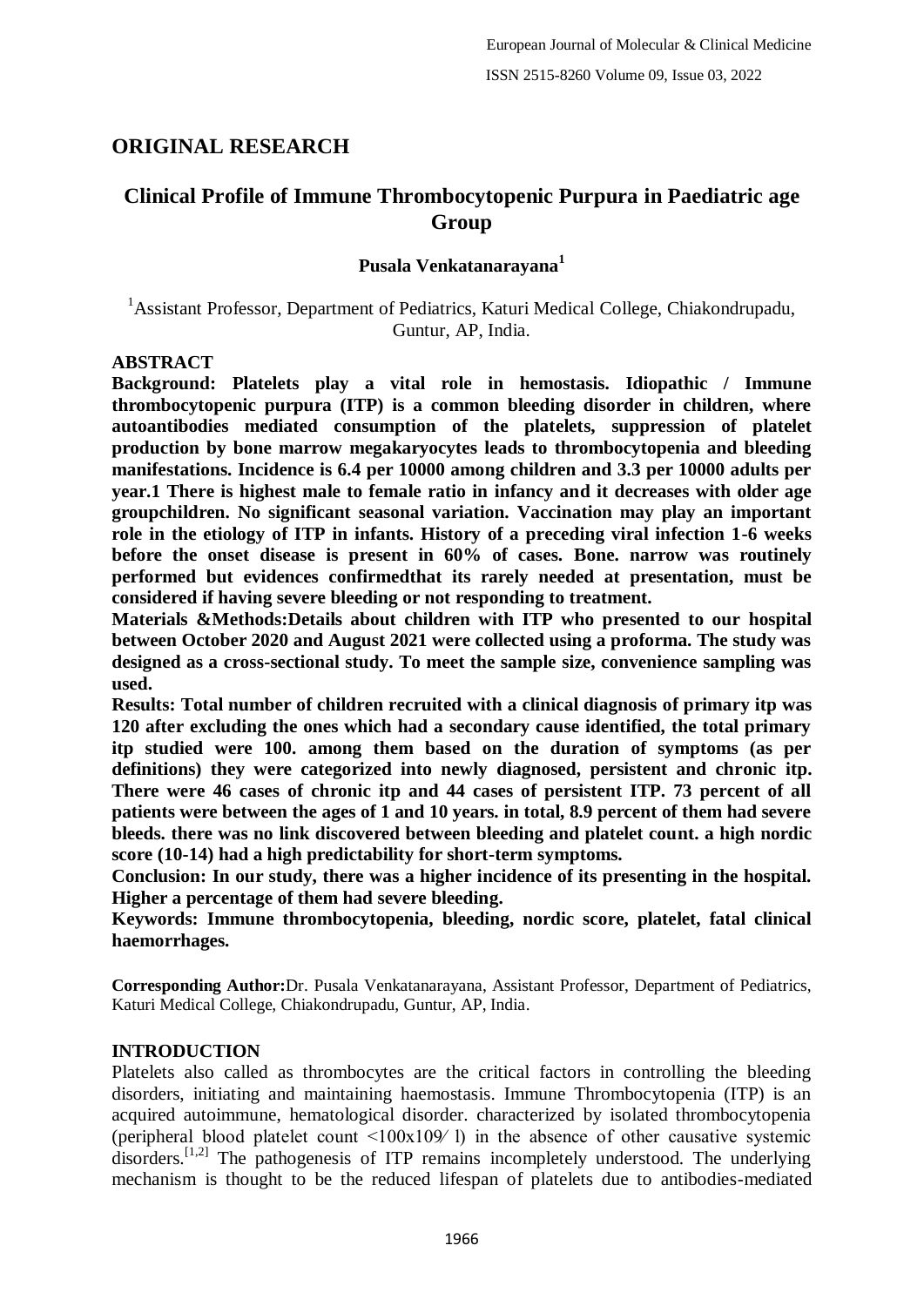## ORIGINAL RESEARCH

# Clinical Profile of Immune Thrombocytopenic Purpura in Paediatric age Group

**Pusala Venkatanarayana[1]**

[1]Assistant Professor, Department of Pediatrics, Katuri Medical College, Chiakondrupadu, Guntur, AP, India.

### ABSTRACT

**Background: Platelets play a vital role in hemostasis. Idiopathic / Immune thrombocytopenic purpura (ITP) is a common bleeding disorder in children, where autoantibodies mediated consumption of the platelets, suppression of platelet production by bone marrow megakaryocytes leads to thrombocytopenia and bleeding manifestations. Incidence is 6.4 per 10000 among children and 3.3 per 10000 adults per year.1 There is highest male to female ratio in infancy and it decreases with older age groupchildren. No significant seasonal variation. Vaccination may play an important role in the etiology of ITP in infants. History of a preceding viral infection 1-6 weeks before the onset disease is present in 60% of cases. Bone. narrow was routinely performed but evidences confirmedthat its rarely needed at presentation, must be considered if having severe bleeding or not responding to treatment.**

**Materials &Methods:Details about children with ITP who presented to our hospital between October 2020 and August 2021 were collected using a proforma. The study was designed as a cross-sectional study. To meet the sample size, convenience sampling was used.**

**Results: Total number of children recruited with a clinical diagnosis of primary itp was 120 after excluding the ones which had a secondary cause identified, the total primary itp studied were 100. among them based on the duration of symptoms (as per definitions) they were categorized into newly diagnosed, persistent and chronic itp. There were 46 cases of chronic itp and 44 cases of persistent ITP. 73 percent of all patients were between the ages of 1 and 10 years. in total, 8.9 percent of them had severe bleeds. there was no link discovered between bleeding and platelet count. a high nordic score (10-14) had a high predictability for short-term symptoms.**

**Conclusion: In our study, there was a higher incidence of its presenting in the hospital. Higher a percentage of them had severe bleeding.**

**Keywords: Immune thrombocytopenia, bleeding, nordic score, platelet, fatal clinical haemorrhages.**

**Corresponding Author:**Dr. Pusala Venkatanarayana, Assistant Professor, Department of Pediatrics, Katuri Medical College, Chiakondrupadu, Guntur, AP, India.

### INTRODUCTION

Platelets also called as thrombocytes are the critical factors in controlling the bleeding disorders, initiating and maintaining haemostasis. Immune Thrombocytopenia (ITP) is an acquired autoimmune, hematological disorder. characterized by isolated thrombocytopenia (peripheral blood platelet count $<100x10^9/l$) in the absence of other causative systemic disorders.[1,2] The pathogenesis of ITP remains incompletely understood. The underlying mechanism is thought to be the reduced lifespan of platelets due to antibodies-mediated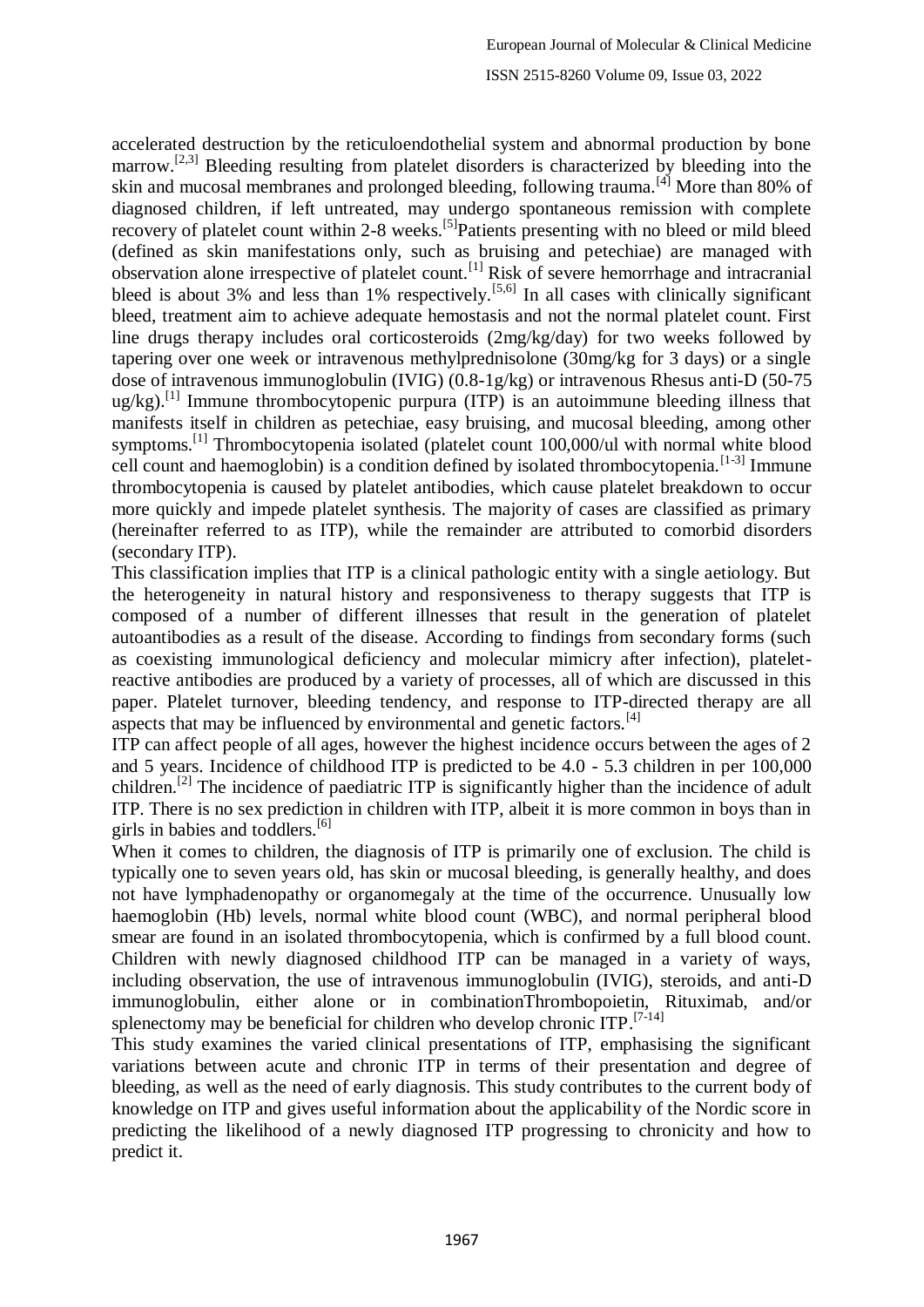accelerated destruction by the reticuloendothelial system and abnormal production by bone marrow.[2,3] Bleeding resulting from platelet disorders is characterized by bleeding into the skin and mucosal membranes and prolonged bleeding, following trauma.[4] More than 80% of diagnosed children, if left untreated, may undergo spontaneous remission with complete recovery of platelet count within 2-8 weeks.[5]Patients presenting with no bleed or mild bleed (defined as skin manifestations only, such as bruising and petechiae) are managed with observation alone irrespective of platelet count.[1] Risk of severe hemorrhage and intracranial bleed is about 3% and less than 1% respectively.[5,6] In all cases with clinically significant bleed, treatment aim to achieve adequate hemostasis and not the normal platelet count. First line drugs therapy includes oral corticosteroids (2mg/kg/day) for two weeks followed by tapering over one week or intravenous methylprednisolone (30mg/kg for 3 days) or a single dose of intravenous immunoglobulin (IVIG) (0.8-1g/kg) or intravenous Rhesus anti-D (50-75 ug/kg).[1] Immune thrombocytopenic purpura (ITP) is an autoimmune bleeding illness that manifests itself in children as petechiae, easy bruising, and mucosal bleeding, among other symptoms.[1] Thrombocytopenia isolated (platelet count 100,000/ul with normal white blood cell count and haemoglobin) is a condition defined by isolated thrombocytopenia.[1-3] Immune thrombocytopenia is caused by platelet antibodies, which cause platelet breakdown to occur more quickly and impede platelet synthesis. The majority of cases are classified as primary (hereinafter referred to as ITP), while the remainder are attributed to comorbid disorders (secondary ITP).

This classification implies that ITP is a clinical pathologic entity with a single aetiology. But the heterogeneity in natural history and responsiveness to therapy suggests that ITP is composed of a number of different illnesses that result in the generation of platelet autoantibodies as a result of the disease. According to findings from secondary forms (such as coexisting immunological deficiency and molecular mimicry after infection), platelet-reactive antibodies are produced by a variety of processes, all of which are discussed in this paper. Platelet turnover, bleeding tendency, and response to ITP-directed therapy are all aspects that may be influenced by environmental and genetic factors.[4]

ITP can affect people of all ages, however the highest incidence occurs between the ages of 2 and 5 years. Incidence of childhood ITP is predicted to be 4.0 - 5.3 children in per 100,000 children.[2] The incidence of paediatric ITP is significantly higher than the incidence of adult ITP. There is no sex prediction in children with ITP, albeit it is more common in boys than in girls in babies and toddlers.[6]

When it comes to children, the diagnosis of ITP is primarily one of exclusion. The child is typically one to seven years old, has skin or mucosal bleeding, is generally healthy, and does not have lymphadenopathy or organomegaly at the time of the occurrence. Unusually low haemoglobin (Hb) levels, normal white blood count (WBC), and normal peripheral blood smear are found in an isolated thrombocytopenia, which is confirmed by a full blood count. Children with newly diagnosed childhood ITP can be managed in a variety of ways, including observation, the use of intravenous immunoglobulin (IVIG), steroids, and anti-D immunoglobulin, either alone or in combinationThrombopoietin, Rituximab, and/or splenectomy may be beneficial for children who develop chronic ITP.[7-14]

This study examines the varied clinical presentations of ITP, emphasising the significant variations between acute and chronic ITP in terms of their presentation and degree of bleeding, as well as the need of early diagnosis. This study contributes to the current body of knowledge on ITP and gives useful information about the applicability of the Nordic score in predicting the likelihood of a newly diagnosed ITP progressing to chronicity and how to predict it.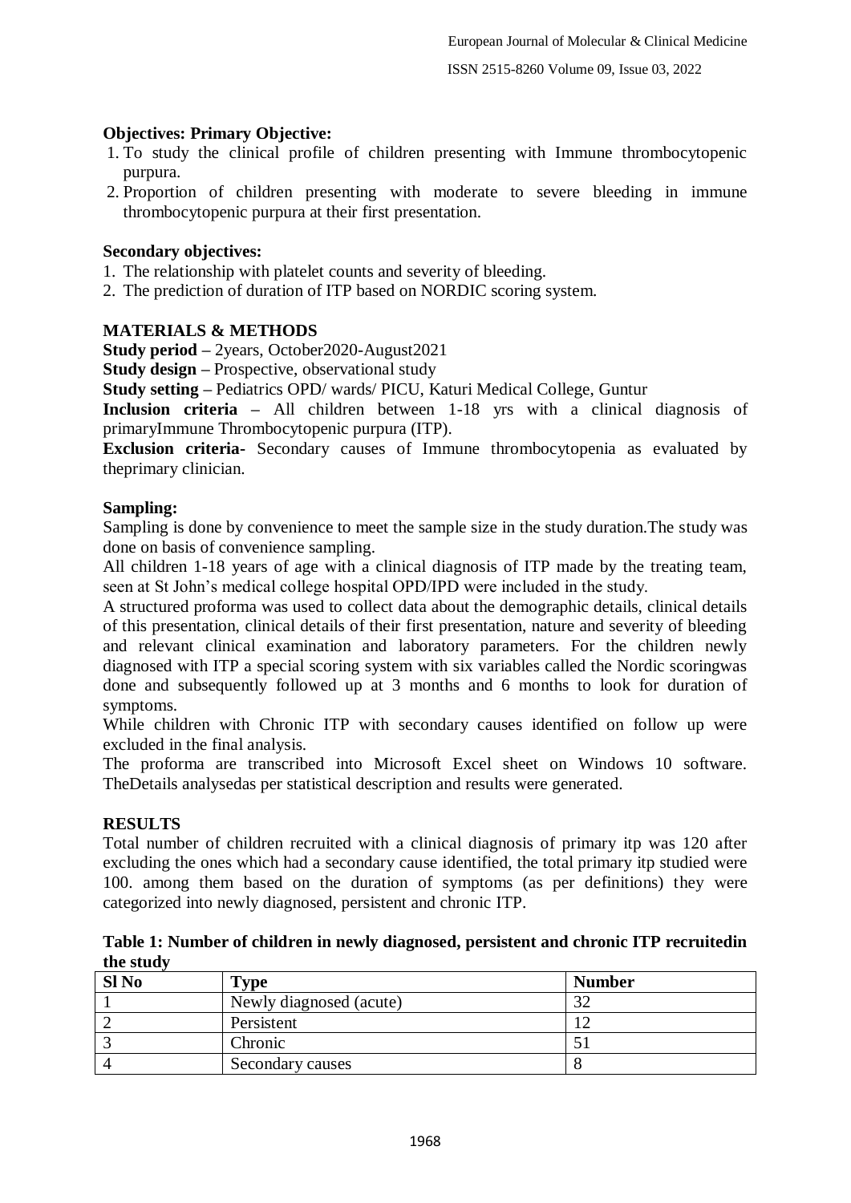**Objectives: Primary Objective:**

1. To study the clinical profile of children presenting with Immune thrombocytopenic purpura.
2. Proportion of children presenting with moderate to severe bleeding in immune thrombocytopenic purpura at their first presentation.

**Secondary objectives:**

1. The relationship with platelet counts and severity of bleeding.
2. The prediction of duration of ITP based on NORDIC scoring system.

**MATERIALS & METHODS**

**Study period –** 2years, October2020-August2021

**Study design –** Prospective, observational study

**Study setting –** Pediatrics OPD/ wards/ PICU, Katuri Medical College, Guntur

**Inclusion criteria –** All children between 1-18 yrs with a clinical diagnosis of primaryImmune Thrombocytopenic purpura (ITP).

**Exclusion criteria-** Secondary causes of Immune thrombocytopenia as evaluated by theprimary clinician.

**Sampling:**

Sampling is done by convenience to meet the sample size in the study duration.The study was done on basis of convenience sampling.

All children 1-18 years of age with a clinical diagnosis of ITP made by the treating team, seen at St John's medical college hospital OPD/IPD were included in the study.

A structured proforma was used to collect data about the demographic details, clinical details of this presentation, clinical details of their first presentation, nature and severity of bleeding and relevant clinical examination and laboratory parameters. For the children newly diagnosed with ITP a special scoring system with six variables called the Nordic scoringwas done and subsequently followed up at 3 months and 6 months to look for duration of symptoms.

While children with Chronic ITP with secondary causes identified on follow up were excluded in the final analysis.

The proforma are transcribed into Microsoft Excel sheet on Windows 10 software. TheDetails analysedas per statistical description and results were generated.

**RESULTS**

Total number of children recruited with a clinical diagnosis of primary itp was 120 after excluding the ones which had a secondary cause identified, the total primary itp studied were 100. among them based on the duration of symptoms (as per definitions) they were categorized into newly diagnosed, persistent and chronic ITP.

**Table 1: Number of children in newly diagnosed, persistent and chronic ITP recruitedin the study**

| Sl No | Type | Number |
|---|---|---|
| 1 | Newly diagnosed (acute) | 32 |
| 2 | Persistent | 12 |
| 3 | Chronic | 51 |
| 4 | Secondary causes | 8 |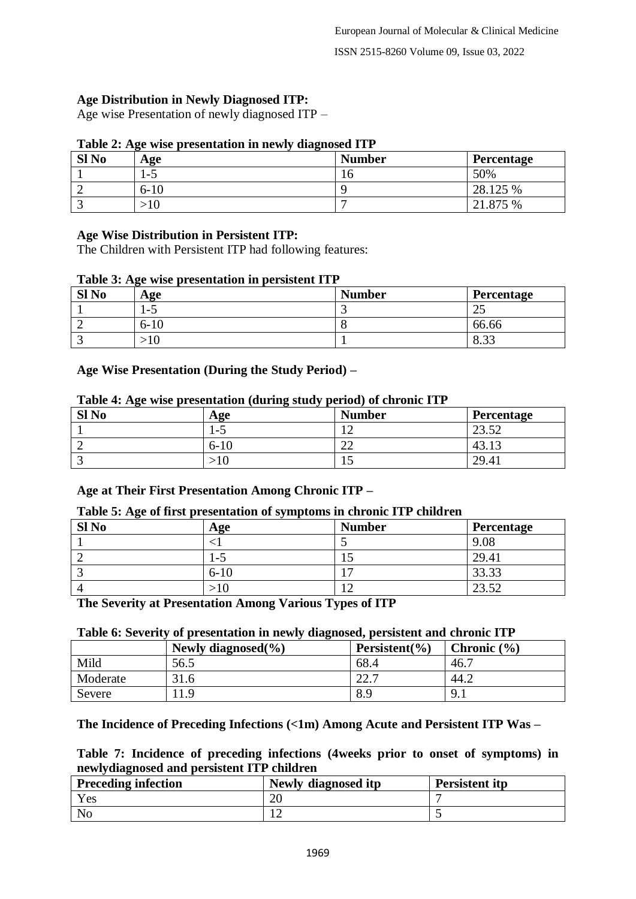**Age Distribution in Newly Diagnosed ITP:**

Age wise Presentation of newly diagnosed ITP –

**Table 2: Age wise presentation in newly diagnosed ITP**

| Sl No | Age | Number | Percentage |
|---|---|---|---|
| 1 | 1-5 | 16 | 50% |
| 2 | 6-10 | 9 | 28.125 % |
| 3 | >10 | 7 | 21.875 % |

**Age Wise Distribution in Persistent ITP:**

The Children with Persistent ITP had following features:

**Table 3: Age wise presentation in persistent ITP**

| Sl No | Age | Number | Percentage |
|---|---|---|---|
| 1 | 1-5 | 3 | 25 |
| 2 | 6-10 | 8 | 66.66 |
| 3 | >10 | 1 | 8.33 |

**Age Wise Presentation (During the Study Period) –**

**Table 4: Age wise presentation (during study period) of chronic ITP**

| Sl No | Age | Number | Percentage |
|---|---|---|---|
| 1 | 1-5 | 12 | 23.52 |
| 2 | 6-10 | 22 | 43.13 |
| 3 | >10 | 15 | 29.41 |

**Age at Their First Presentation Among Chronic ITP –**

**Table 5: Age of first presentation of symptoms in chronic ITP children**

| Sl No | Age | Number | Percentage |
|---|---|---|---|
| 1 | <1 | 5 | 9.08 |
| 2 | 1-5 | 15 | 29.41 |
| 3 | 6-10 | 17 | 33.33 |
| 4 | >10 | 12 | 23.52 |

**The Severity at Presentation Among Various Types of ITP**

**Table 6: Severity of presentation in newly diagnosed, persistent and chronic ITP**

| | Newly diagnosed(%) | Persistent(%) | Chronic (%) |
|---|---|---|---|
| Mild | 56.5 | 68.4 | 46.7 |
| Moderate | 31.6 | 22.7 | 44.2 |
| Severe | 11.9 | 8.9 | 9.1 |

**The Incidence of Preceding Infections (<1m) Among Acute and Persistent ITP Was –**

**Table 7: Incidence of preceding infections (4weeks prior to onset of symptoms) in newlydiagnosed and persistent ITP children**

| Preceding infection | Newly diagnosed itp | Persistent itp |
|---|---|---|
| Yes | 20 | 7 |
| No | 12 | 5 |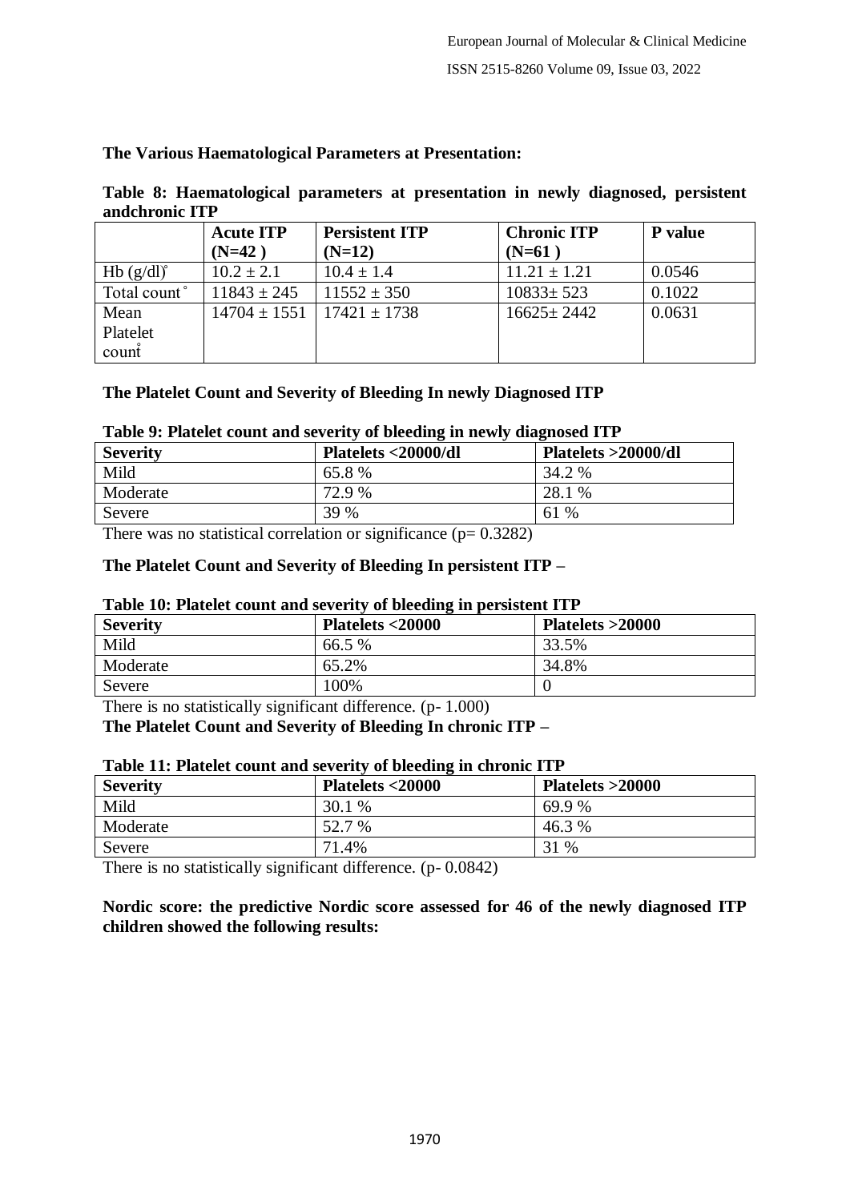**The Various Haematological Parameters at Presentation:**

**Table 8: Haematological parameters at presentation in newly diagnosed, persistent andchronic ITP**

| | Acute ITP (N=42 ) | Persistent ITP (N=12) | Chronic ITP (N=61 ) | P value |
|---|---|---|---|---|
| Hb (g/dl)˚ | 10.2 ± 2.1 | 10.4 ± 1.4 | 11.21 ± 1.21 | 0.0546 |
| Total count˚ | 11843 ± 245 | 11552 ± 350 | 10833± 523 | 0.1022 |
| Mean Platelet count˚ | 14704 ± 1551 | 17421 ± 1738 | 16625± 2442 | 0.0631 |

**The Platelet Count and Severity of Bleeding In newly Diagnosed ITP**

**Table 9: Platelet count and severity of bleeding in newly diagnosed ITP**

| Severity | Platelets <20000/dl | Platelets >20000/dl |
|---|---|---|
| Mild | 65.8 % | 34.2 % |
| Moderate | 72.9 % | 28.1 % |
| Severe | 39 % | 61 % |

There was no statistical correlation or significance (p= 0.3282)

**The Platelet Count and Severity of Bleeding In persistent ITP –**

**Table 10: Platelet count and severity of bleeding in persistent ITP**

| Severity | Platelets <20000 | Platelets >20000 |
|---|---|---|
| Mild | 66.5 % | 33.5% |
| Moderate | 65.2% | 34.8% |
| Severe | 100% | 0 |

There is no statistically significant difference. (p- 1.000)

**The Platelet Count and Severity of Bleeding In chronic ITP –**

**Table 11: Platelet count and severity of bleeding in chronic ITP**

| Severity | Platelets <20000 | Platelets >20000 |
|---|---|---|
| Mild | 30.1 % | 69.9 % |
| Moderate | 52.7 % | 46.3 % |
| Severe | 71.4% | 31 % |

There is no statistically significant difference. (p- 0.0842)

**Nordic score: the predictive Nordic score assessed for 46 of the newly diagnosed ITP children showed the following results:**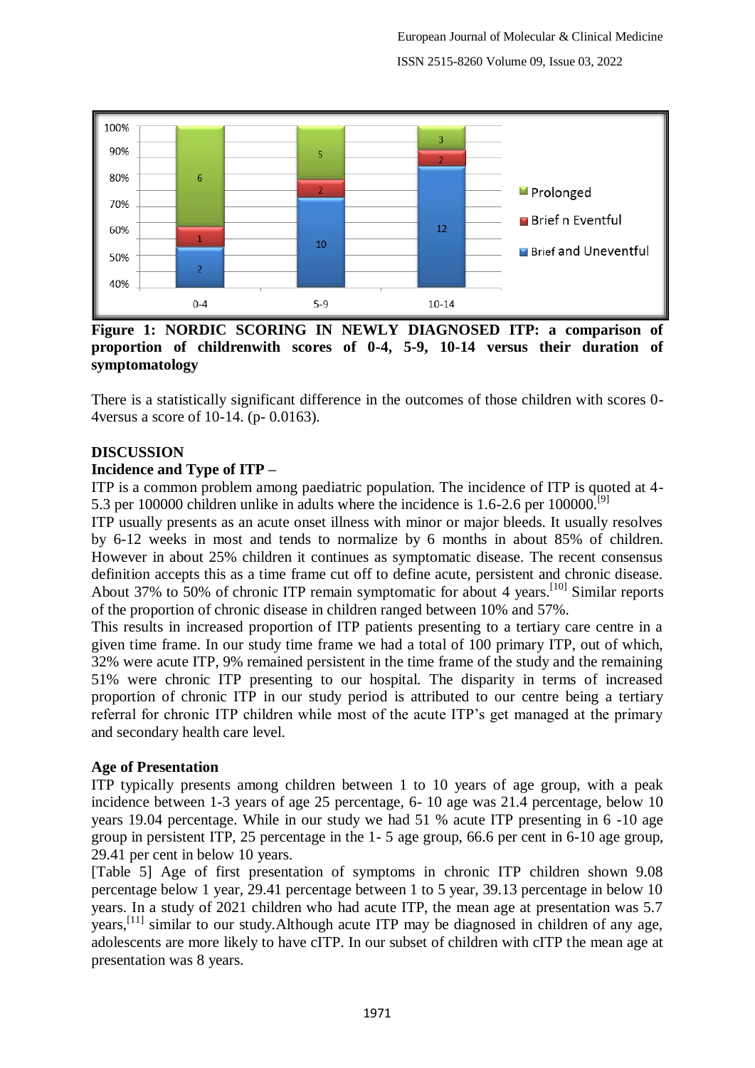**Figure 1: NORDIC SCORING IN NEWLY DIAGNOSED ITP: a comparison of proportion of childrenwith scores of 0-4, 5-9, 10-14 versus their duration of symptomatology**

There is a statistically significant difference in the outcomes of those children with scores 0-4versus a score of 10-14. (p- 0.0163).

## DISCUSSION

### Incidence and Type of ITP –

ITP is a common problem among paediatric population. The incidence of ITP is quoted at 4-5.3 per 100000 children unlike in adults where the incidence is 1.6-2.6 per 100000.[9]

ITP usually presents as an acute onset illness with minor or major bleeds. It usually resolves by 6-12 weeks in most and tends to normalize by 6 months in about 85% of children. However in about 25% children it continues as symptomatic disease. The recent consensus definition accepts this as a time frame cut off to define acute, persistent and chronic disease. About 37% to 50% of chronic ITP remain symptomatic for about 4 years.[10] Similar reports of the proportion of chronic disease in children ranged between 10% and 57%.

This results in increased proportion of ITP patients presenting to a tertiary care centre in a given time frame. In our study time frame we had a total of 100 primary ITP, out of which, 32% were acute ITP, 9% remained persistent in the time frame of the study and the remaining 51% were chronic ITP presenting to our hospital. The disparity in terms of increased proportion of chronic ITP in our study period is attributed to our centre being a tertiary referral for chronic ITP children while most of the acute ITP's get managed at the primary and secondary health care level.

### Age of Presentation

ITP typically presents among children between 1 to 10 years of age group, with a peak incidence between 1-3 years of age 25 percentage, 6- 10 age was 21.4 percentage, below 10 years 19.04 percentage. While in our study we had 51 % acute ITP presenting in 6 -10 age group in persistent ITP, 25 percentage in the 1- 5 age group, 66.6 per cent in 6-10 age group, 29.41 per cent in below 10 years.

[Table 5] Age of first presentation of symptoms in chronic ITP children shown 9.08 percentage below 1 year, 29.41 percentage between 1 to 5 year, 39.13 percentage in below 10 years. In a study of 2021 children who had acute ITP, the mean age at presentation was 5.7 years,[11] similar to our study.Although acute ITP may be diagnosed in children of any age, adolescents are more likely to have cITP. In our subset of children with cITP the mean age at presentation was 8 years.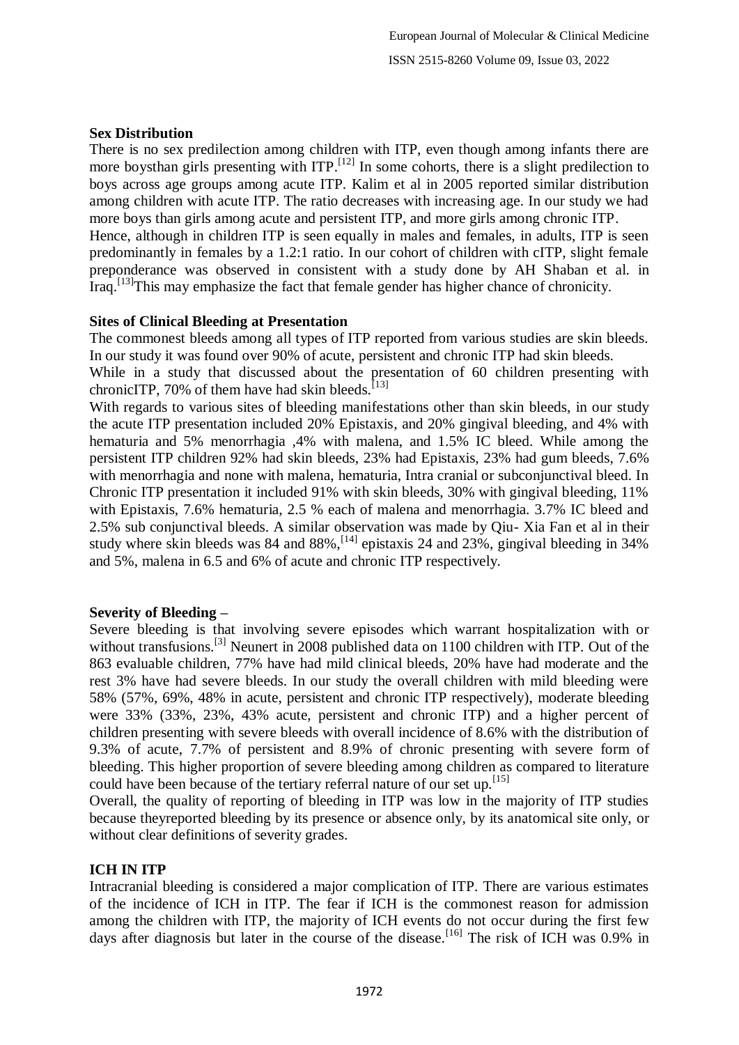**Sex Distribution**

There is no sex predilection among children with ITP, even though among infants there are more boysthan girls presenting with ITP.[12] In some cohorts, there is a slight predilection to boys across age groups among acute ITP. Kalim et al in 2005 reported similar distribution among children with acute ITP. The ratio decreases with increasing age. In our study we had more boys than girls among acute and persistent ITP, and more girls among chronic ITP.

Hence, although in children ITP is seen equally in males and females, in adults, ITP is seen predominantly in females by a 1.2:1 ratio. In our cohort of children with cITP, slight female preponderance was observed in consistent with a study done by AH Shaban et al. in Iraq.[13]This may emphasize the fact that female gender has higher chance of chronicity.

**Sites of Clinical Bleeding at Presentation**

The commonest bleeds among all types of ITP reported from various studies are skin bleeds. In our study it was found over 90% of acute, persistent and chronic ITP had skin bleeds.

While in a study that discussed about the presentation of 60 children presenting with chronicITP, 70% of them have had skin bleeds.[13]

With regards to various sites of bleeding manifestations other than skin bleeds, in our study the acute ITP presentation included 20% Epistaxis, and 20% gingival bleeding, and 4% with hematuria and 5% menorrhagia ,4% with malena, and 1.5% IC bleed. While among the persistent ITP children 92% had skin bleeds, 23% had Epistaxis, 23% had gum bleeds, 7.6% with menorrhagia and none with malena, hematuria, Intra cranial or subconjunctival bleed. In Chronic ITP presentation it included 91% with skin bleeds, 30% with gingival bleeding, 11% with Epistaxis, 7.6% hematuria, 2.5 % each of malena and menorrhagia. 3.7% IC bleed and 2.5% sub conjunctival bleeds. A similar observation was made by Qiu- Xia Fan et al in their study where skin bleeds was 84 and 88%,[14] epistaxis 24 and 23%, gingival bleeding in 34% and 5%, malena in 6.5 and 6% of acute and chronic ITP respectively.

**Severity of Bleeding –**

Severe bleeding is that involving severe episodes which warrant hospitalization with or without transfusions.[3] Neunert in 2008 published data on 1100 children with ITP. Out of the 863 evaluable children, 77% have had mild clinical bleeds, 20% have had moderate and the rest 3% have had severe bleeds. In our study the overall children with mild bleeding were 58% (57%, 69%, 48% in acute, persistent and chronic ITP respectively), moderate bleeding were 33% (33%, 23%, 43% acute, persistent and chronic ITP) and a higher percent of children presenting with severe bleeds with overall incidence of 8.6% with the distribution of 9.3% of acute, 7.7% of persistent and 8.9% of chronic presenting with severe form of bleeding. This higher proportion of severe bleeding among children as compared to literature could have been because of the tertiary referral nature of our set up.[15]

Overall, the quality of reporting of bleeding in ITP was low in the majority of ITP studies because theyreported bleeding by its presence or absence only, by its anatomical site only, or without clear definitions of severity grades.

**ICH IN ITP**

Intracranial bleeding is considered a major complication of ITP. There are various estimates of the incidence of ICH in ITP. The fear if ICH is the commonest reason for admission among the children with ITP, the majority of ICH events do not occur during the first few days after diagnosis but later in the course of the disease.[16] The risk of ICH was 0.9% in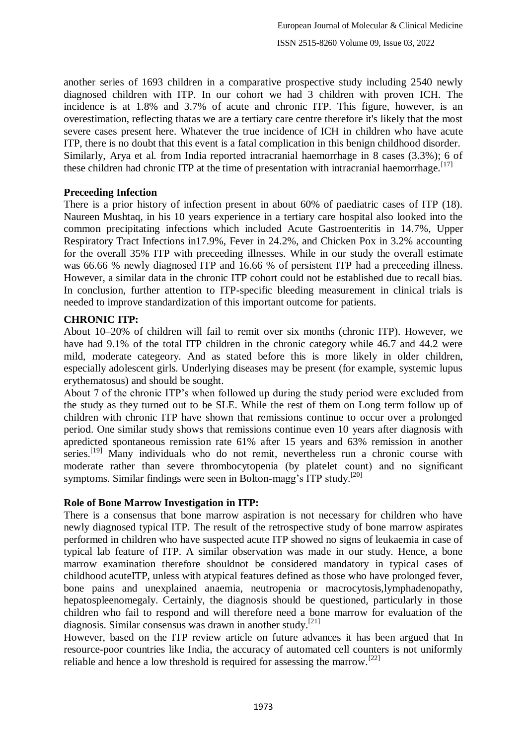another series of 1693 children in a comparative prospective study including 2540 newly diagnosed children with ITP. In our cohort we had 3 children with proven ICH. The incidence is at 1.8% and 3.7% of acute and chronic ITP. This figure, however, is an overestimation, reflecting thatas we are a tertiary care centre therefore it's likely that the most severe cases present here. Whatever the true incidence of ICH in children who have acute ITP, there is no doubt that this event is a fatal complication in this benign childhood disorder. Similarly, Arya et al. from India reported intracranial haemorrhage in 8 cases (3.3%); 6 of these children had chronic ITP at the time of presentation with intracranial haemorrhage.[17]

**Preceeding Infection**

There is a prior history of infection present in about 60% of paediatric cases of ITP (18). Naureen Mushtaq, in his 10 years experience in a tertiary care hospital also looked into the common precipitating infections which included Acute Gastroenteritis in 14.7%, Upper Respiratory Tract Infections in17.9%, Fever in 24.2%, and Chicken Pox in 3.2% accounting for the overall 35% ITP with preceeding illnesses. While in our study the overall estimate was 66.66 % newly diagnosed ITP and 16.66 % of persistent ITP had a preceeding illness. However, a similar data in the chronic ITP cohort could not be established due to recall bias. In conclusion, further attention to ITP-specific bleeding measurement in clinical trials is needed to improve standardization of this important outcome for patients.

**CHRONIC ITP:**

About 10–20% of children will fail to remit over six months (chronic ITP). However, we have had 9.1% of the total ITP children in the chronic category while 46.7 and 44.2 were mild, moderate categeory. And as stated before this is more likely in older children, especially adolescent girls. Underlying diseases may be present (for example, systemic lupus erythematosus) and should be sought.

About 7 of the chronic ITP's when followed up during the study period were excluded from the study as they turned out to be SLE. While the rest of them on Long term follow up of children with chronic ITP have shown that remissions continue to occur over a prolonged period. One similar study shows that remissions continue even 10 years after diagnosis with apredicted spontaneous remission rate 61% after 15 years and 63% remission in another series.[19] Many individuals who do not remit, nevertheless run a chronic course with moderate rather than severe thrombocytopenia (by platelet count) and no significant symptoms. Similar findings were seen in Bolton-magg's ITP study.[20]

**Role of Bone Marrow Investigation in ITP:**

There is a consensus that bone marrow aspiration is not necessary for children who have newly diagnosed typical ITP. The result of the retrospective study of bone marrow aspirates performed in children who have suspected acute ITP showed no signs of leukaemia in case of typical lab feature of ITP. A similar observation was made in our study. Hence, a bone marrow examination therefore shouldnot be considered mandatory in typical cases of childhood acuteITP, unless with atypical features defined as those who have prolonged fever, bone pains and unexplained anaemia, neutropenia or macrocytosis,lymphadenopathy, hepatospleenomegaly. Certainly, the diagnosis should be questioned, particularly in those children who fail to respond and will therefore need a bone marrow for evaluation of the diagnosis. Similar consensus was drawn in another study.[21]

However, based on the ITP review article on future advances it has been argued that In resource-poor countries like India, the accuracy of automated cell counters is not uniformly reliable and hence a low threshold is required for assessing the marrow.[22]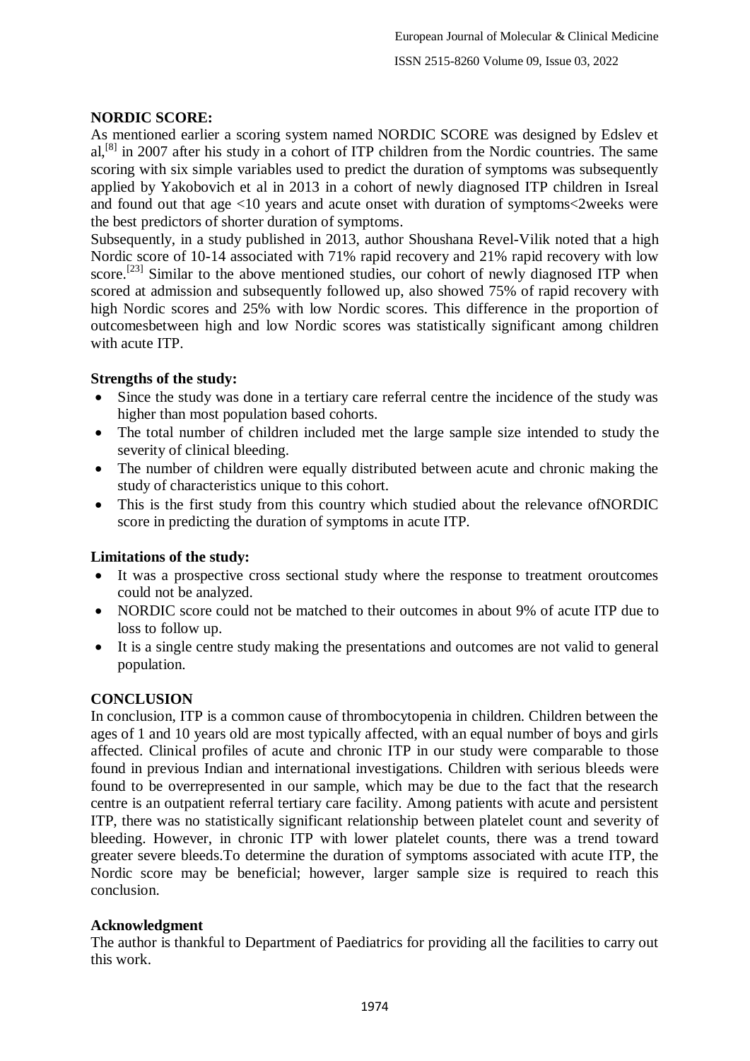**NORDIC SCORE:**

As mentioned earlier a scoring system named NORDIC SCORE was designed by Edslev et al,[8] in 2007 after his study in a cohort of ITP children from the Nordic countries. The same scoring with six simple variables used to predict the duration of symptoms was subsequently applied by Yakobovich et al in 2013 in a cohort of newly diagnosed ITP children in Isreal and found out that age <10 years and acute onset with duration of symptoms<2weeks were the best predictors of shorter duration of symptoms.

Subsequently, in a study published in 2013, author Shoushana Revel-Vilik noted that a high Nordic score of 10-14 associated with 71% rapid recovery and 21% rapid recovery with low score.[23] Similar to the above mentioned studies, our cohort of newly diagnosed ITP when scored at admission and subsequently followed up, also showed 75% of rapid recovery with high Nordic scores and 25% with low Nordic scores. This difference in the proportion of outcomesbetween high and low Nordic scores was statistically significant among children with acute ITP.

**Strengths of the study:**

- Since the study was done in a tertiary care referral centre the incidence of the study was higher than most population based cohorts.
- The total number of children included met the large sample size intended to study the severity of clinical bleeding.
- The number of children were equally distributed between acute and chronic making the study of characteristics unique to this cohort.
- This is the first study from this country which studied about the relevance ofNORDIC score in predicting the duration of symptoms in acute ITP.

**Limitations of the study:**

- It was a prospective cross sectional study where the response to treatment oroutcomes could not be analyzed.
- NORDIC score could not be matched to their outcomes in about 9% of acute ITP due to loss to follow up.
- It is a single centre study making the presentations and outcomes are not valid to general population.

## CONCLUSION

In conclusion, ITP is a common cause of thrombocytopenia in children. Children between the ages of 1 and 10 years old are most typically affected, with an equal number of boys and girls affected. Clinical profiles of acute and chronic ITP in our study were comparable to those found in previous Indian and international investigations. Children with serious bleeds were found to be overrepresented in our sample, which may be due to the fact that the research centre is an outpatient referral tertiary care facility. Among patients with acute and persistent ITP, there was no statistically significant relationship between platelet count and severity of bleeding. However, in chronic ITP with lower platelet counts, there was a trend toward greater severe bleeds.To determine the duration of symptoms associated with acute ITP, the Nordic score may be beneficial; however, larger sample size is required to reach this conclusion.

**Acknowledgment**

The author is thankful to Department of Paediatrics for providing all the facilities to carry out this work.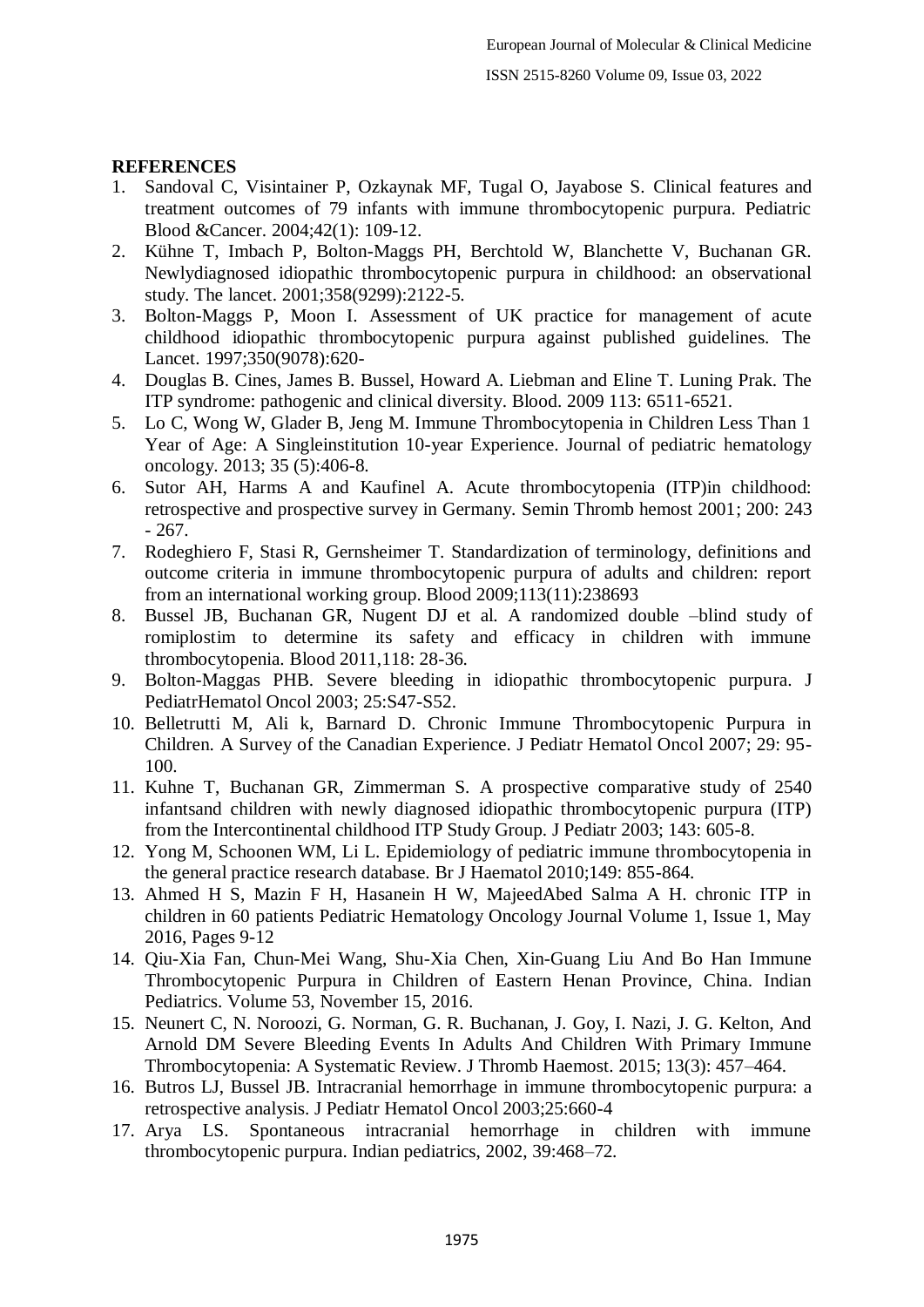**REFERENCES**

1. Sandoval C, Visintainer P, Ozkaynak MF, Tugal O, Jayabose S. Clinical features and treatment outcomes of 79 infants with immune thrombocytopenic purpura. Pediatric Blood &Cancer. 2004;42(1): 109-12.
2. Kühne T, Imbach P, Bolton-Maggs PH, Berchtold W, Blanchette V, Buchanan GR. Newlydiagnosed idiopathic thrombocytopenic purpura in childhood: an observational study. The lancet. 2001;358(9299):2122-5.
3. Bolton-Maggs P, Moon I. Assessment of UK practice for management of acute childhood idiopathic thrombocytopenic purpura against published guidelines. The Lancet. 1997;350(9078):620-
4. Douglas B. Cines, James B. Bussel, Howard A. Liebman and Eline T. Luning Prak. The ITP syndrome: pathogenic and clinical diversity. Blood. 2009 113: 6511-6521.
5. Lo C, Wong W, Glader B, Jeng M. Immune Thrombocytopenia in Children Less Than 1 Year of Age: A Singleinstitution 10-year Experience. Journal of pediatric hematology oncology. 2013; 35 (5):406-8.
6. Sutor AH, Harms A and Kaufinel A. Acute thrombocytopenia (ITP)in childhood: retrospective and prospective survey in Germany. Semin Thromb hemost 2001; 200: 243 - 267.
7. Rodeghiero F, Stasi R, Gernsheimer T. Standardization of terminology, definitions and outcome criteria in immune thrombocytopenic purpura of adults and children: report from an international working group. Blood 2009;113(11):238693
8. Bussel JB, Buchanan GR, Nugent DJ et al. A randomized double –blind study of romiplostim to determine its safety and efficacy in children with immune thrombocytopenia. Blood 2011,118: 28-36.
9. Bolton-Maggas PHB. Severe bleeding in idiopathic thrombocytopenic purpura. J PediatrHematol Oncol 2003; 25:S47-S52.
10. Belletrutti M, Ali k, Barnard D. Chronic Immune Thrombocytopenic Purpura in Children. A Survey of the Canadian Experience. J Pediatr Hematol Oncol 2007; 29: 95-100.
11. Kuhne T, Buchanan GR, Zimmerman S. A prospective comparative study of 2540 infantsand children with newly diagnosed idiopathic thrombocytopenic purpura (ITP) from the Intercontinental childhood ITP Study Group. J Pediatr 2003; 143: 605-8.
12. Yong M, Schoonen WM, Li L. Epidemiology of pediatric immune thrombocytopenia in the general practice research database. Br J Haematol 2010;149: 855-864.
13. Ahmed H S, Mazin F H, Hasanein H W, MajeedAbed Salma A H. chronic ITP in children in 60 patients Pediatric Hematology Oncology Journal Volume 1, Issue 1, May 2016, Pages 9-12
14. Qiu-Xia Fan, Chun-Mei Wang, Shu-Xia Chen, Xin-Guang Liu And Bo Han Immune Thrombocytopenic Purpura in Children of Eastern Henan Province, China. Indian Pediatrics. Volume 53, November 15, 2016.
15. Neunert C, N. Noroozi, G. Norman, G. R. Buchanan, J. Goy, I. Nazi, J. G. Kelton, And Arnold DM Severe Bleeding Events In Adults And Children With Primary Immune Thrombocytopenia: A Systematic Review. J Thromb Haemost. 2015; 13(3): 457–464.
16. Butros LJ, Bussel JB. Intracranial hemorrhage in immune thrombocytopenic purpura: a retrospective analysis. J Pediatr Hematol Oncol 2003;25:660-4
17. Arya LS. Spontaneous intracranial hemorrhage in children with immune thrombocytopenic purpura. Indian pediatrics, 2002, 39:468–72.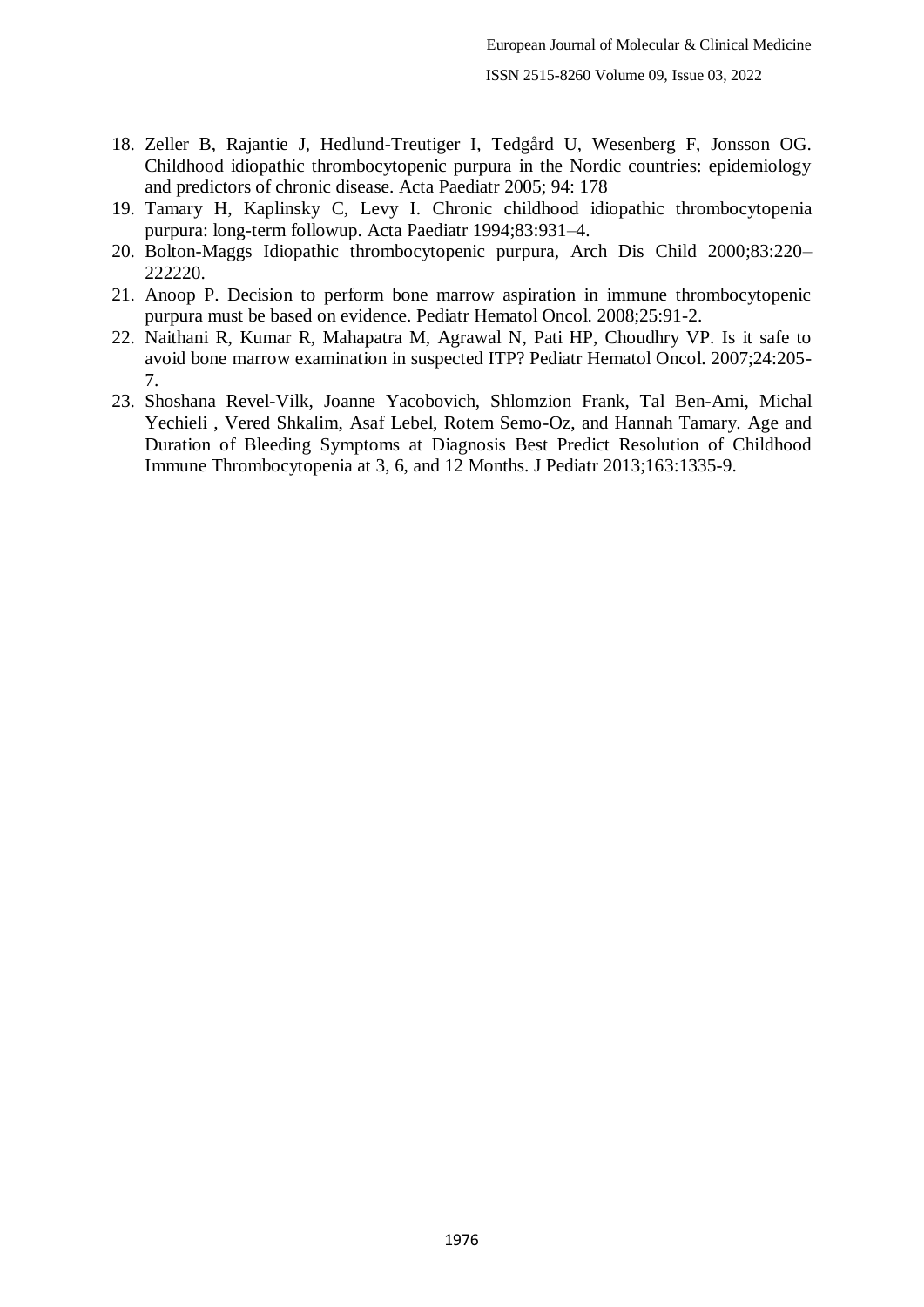18. Zeller B, Rajantie J, Hedlund-Treutiger I, Tedgård U, Wesenberg F, Jonsson OG. Childhood idiopathic thrombocytopenic purpura in the Nordic countries: epidemiology and predictors of chronic disease. Acta Paediatr 2005; 94: 178
19. Tamary H, Kaplinsky C, Levy I. Chronic childhood idiopathic thrombocytopenia purpura: long-term followup. Acta Paediatr 1994;83:931–4.
20. Bolton-Maggs Idiopathic thrombocytopenic purpura, Arch Dis Child 2000;83:220–222220.
21. Anoop P. Decision to perform bone marrow aspiration in immune thrombocytopenic purpura must be based on evidence. Pediatr Hematol Oncol. 2008;25:91-2.
22. Naithani R, Kumar R, Mahapatra M, Agrawal N, Pati HP, Choudhry VP. Is it safe to avoid bone marrow examination in suspected ITP? Pediatr Hematol Oncol. 2007;24:205-7.
23. Shoshana Revel-Vilk, Joanne Yacobovich, Shlomzion Frank, Tal Ben-Ami, Michal Yechieli , Vered Shkalim, Asaf Lebel, Rotem Semo-Oz, and Hannah Tamary. Age and Duration of Bleeding Symptoms at Diagnosis Best Predict Resolution of Childhood Immune Thrombocytopenia at 3, 6, and 12 Months. J Pediatr 2013;163:1335-9.